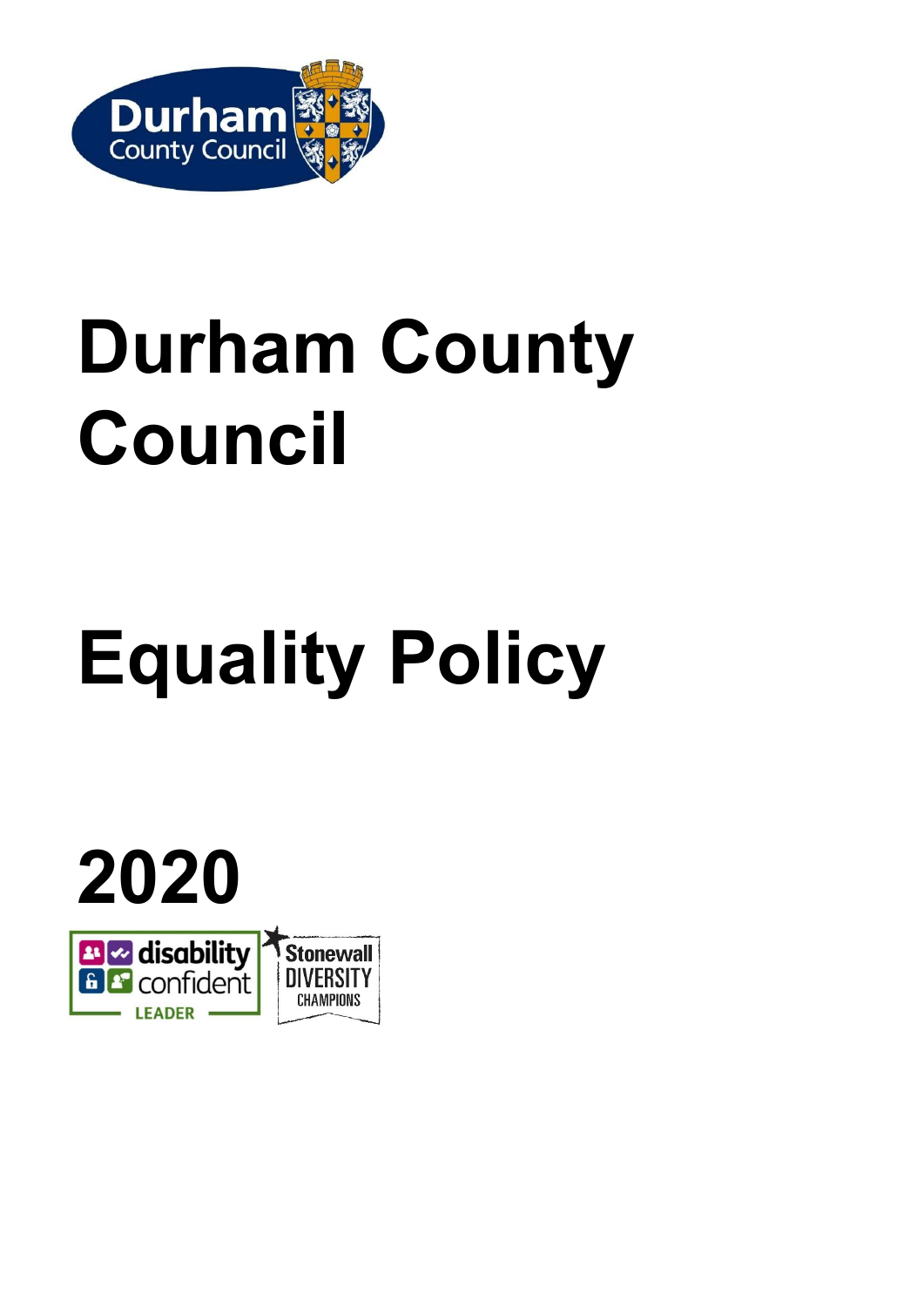# Durham County Council

# Equality Policy

# 2020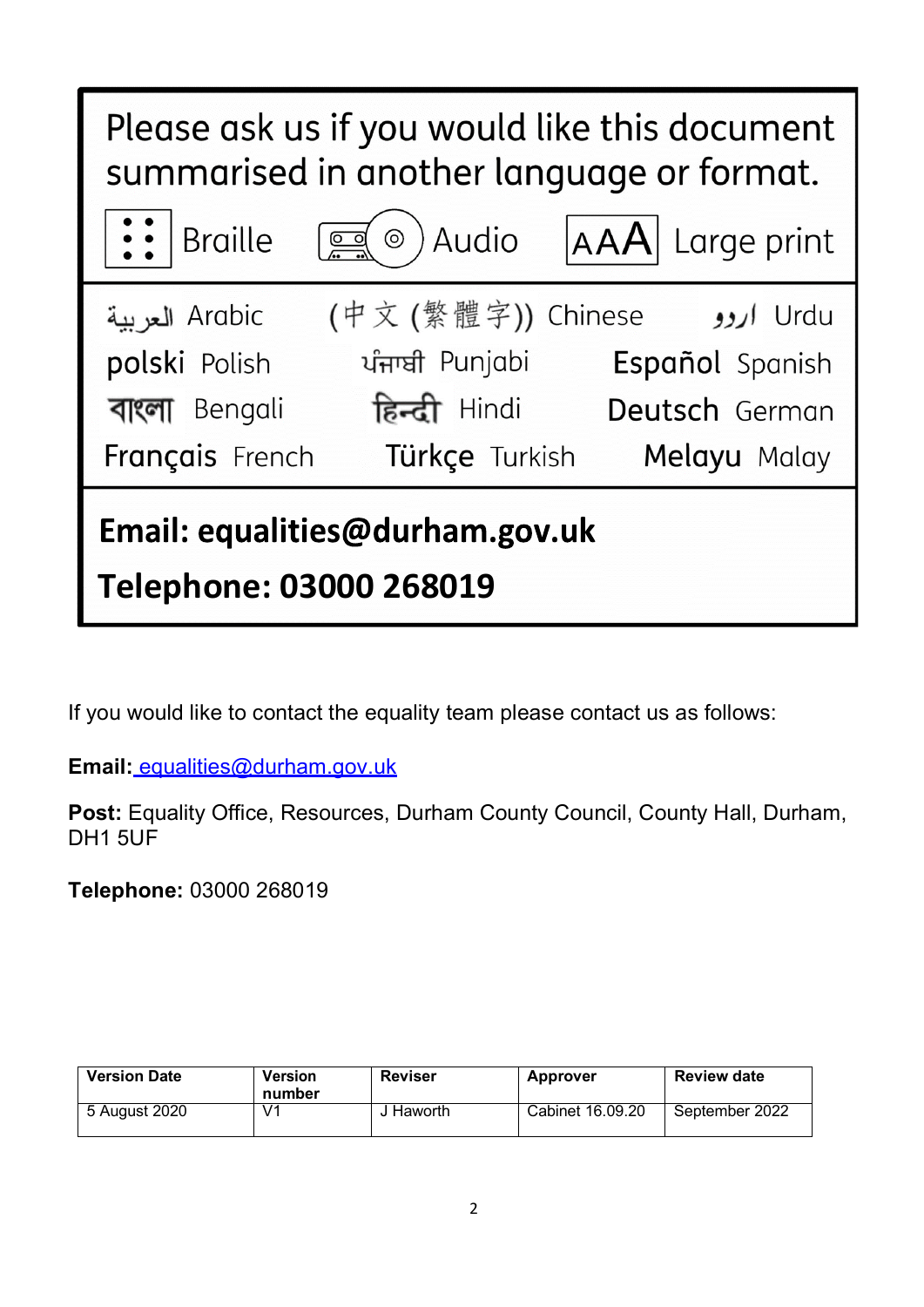Please ask us if you would like this document summarised in another language or format.

Braille | Audio | Large print

العربية Arabic | (中文 (繁體字)) Chinese | اردو Urdu

polski Polish | ਪੰਜਾਬੀ Punjabi | Español Spanish

বাংলা Bengali | हिन्दी Hindi | Deutsch German

Français French | Türkçe Turkish | Melayu Malay

**Email: equalities@durham.gov.uk**

**Telephone: 03000 268019**

If you would like to contact the equality team please contact us as follows:

**Email:** equalities@durham.gov.uk

**Post:** Equality Office, Resources, Durham County Council, County Hall, Durham, DH1 5UF

**Telephone:** 03000 268019

| Version Date | Version number | Reviser | Approver | Review date |
|---|---|---|---|---|
| 5 August 2020 | V1 | J Haworth | Cabinet 16.09.20 | September 2022 |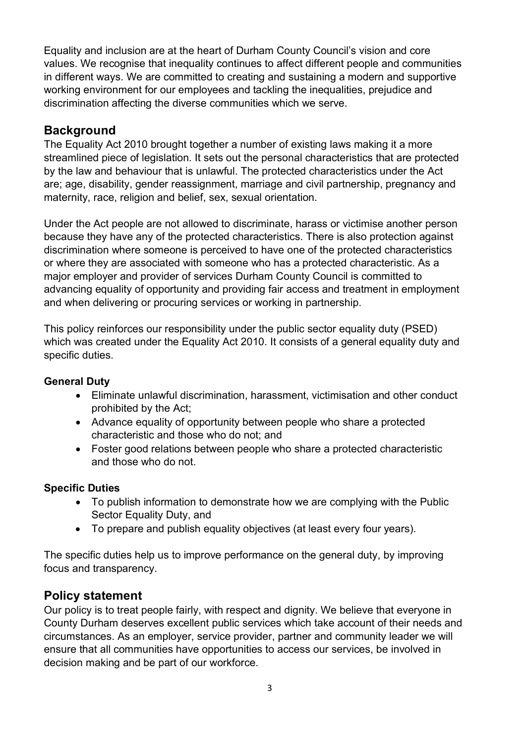Equality and inclusion are at the heart of Durham County Council's vision and core values. We recognise that inequality continues to affect different people and communities in different ways. We are committed to creating and sustaining a modern and supportive working environment for our employees and tackling the inequalities, prejudice and discrimination affecting the diverse communities which we serve.

## Background

The Equality Act 2010 brought together a number of existing laws making it a more streamlined piece of legislation. It sets out the personal characteristics that are protected by the law and behaviour that is unlawful. The protected characteristics under the Act are; age, disability, gender reassignment, marriage and civil partnership, pregnancy and maternity, race, religion and belief, sex, sexual orientation.

Under the Act people are not allowed to discriminate, harass or victimise another person because they have any of the protected characteristics. There is also protection against discrimination where someone is perceived to have one of the protected characteristics or where they are associated with someone who has a protected characteristic. As a major employer and provider of services Durham County Council is committed to advancing equality of opportunity and providing fair access and treatment in employment and when delivering or procuring services or working in partnership.

This policy reinforces our responsibility under the public sector equality duty (PSED) which was created under the Equality Act 2010. It consists of a general equality duty and specific duties.

#### General Duty

- Eliminate unlawful discrimination, harassment, victimisation and other conduct prohibited by the Act;
- Advance equality of opportunity between people who share a protected characteristic and those who do not; and
- Foster good relations between people who share a protected characteristic and those who do not.

#### Specific Duties

- To publish information to demonstrate how we are complying with the Public Sector Equality Duty, and
- To prepare and publish equality objectives (at least every four years).

The specific duties help us to improve performance on the general duty, by improving focus and transparency.

## Policy statement

Our policy is to treat people fairly, with respect and dignity. We believe that everyone in County Durham deserves excellent public services which take account of their needs and circumstances. As an employer, service provider, partner and community leader we will ensure that all communities have opportunities to access our services, be involved in decision making and be part of our workforce.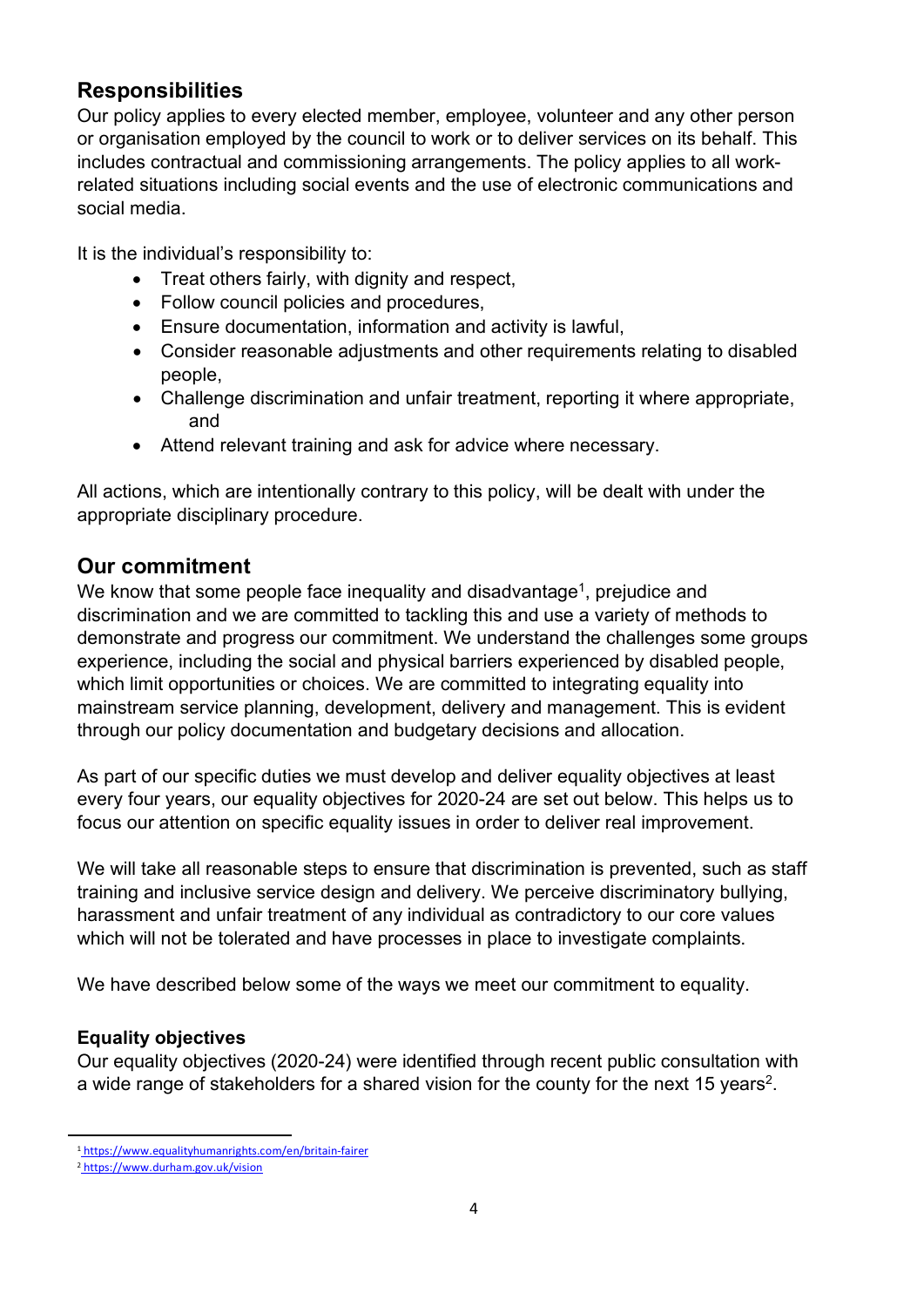## Responsibilities

Our policy applies to every elected member, employee, volunteer and any other person or organisation employed by the council to work or to deliver services on its behalf. This includes contractual and commissioning arrangements. The policy applies to all work-related situations including social events and the use of electronic communications and social media.

It is the individual's responsibility to:

- Treat others fairly, with dignity and respect,
- Follow council policies and procedures,
- Ensure documentation, information and activity is lawful,
- Consider reasonable adjustments and other requirements relating to disabled people,
- Challenge discrimination and unfair treatment, reporting it where appropriate, and
- Attend relevant training and ask for advice where necessary.

All actions, which are intentionally contrary to this policy, will be dealt with under the appropriate disciplinary procedure.

## Our commitment

We know that some people face inequality and disadvantage[1], prejudice and discrimination and we are committed to tackling this and use a variety of methods to demonstrate and progress our commitment. We understand the challenges some groups experience, including the social and physical barriers experienced by disabled people, which limit opportunities or choices. We are committed to integrating equality into mainstream service planning, development, delivery and management. This is evident through our policy documentation and budgetary decisions and allocation.

As part of our specific duties we must develop and deliver equality objectives at least every four years, our equality objectives for 2020-24 are set out below. This helps us to focus our attention on specific equality issues in order to deliver real improvement.

We will take all reasonable steps to ensure that discrimination is prevented, such as staff training and inclusive service design and delivery. We perceive discriminatory bullying, harassment and unfair treatment of any individual as contradictory to our core values which will not be tolerated and have processes in place to investigate complaints.

We have described below some of the ways we meet our commitment to equality.

### Equality objectives

Our equality objectives (2020-24) were identified through recent public consultation with a wide range of stakeholders for a shared vision for the county for the next 15 years[2].

---

[1] https://www.equalityhumanrights.com/en/britain-fairer

[2] https://www.durham.gov.uk/vision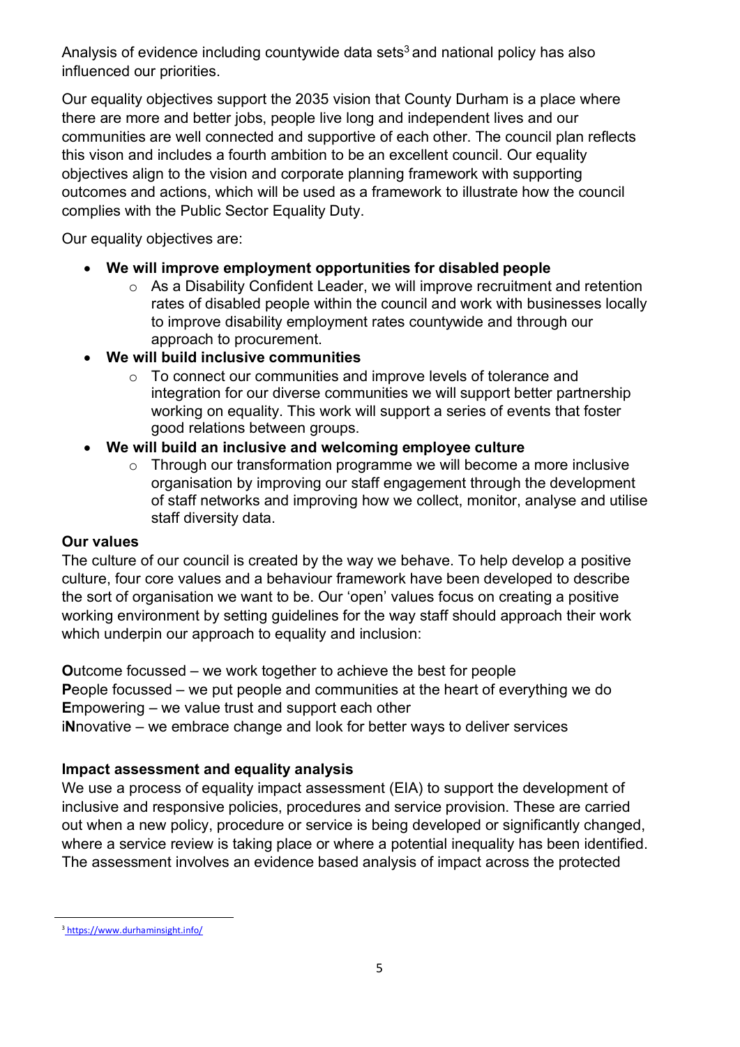Analysis of evidence including countywide data sets[3] and national policy has also influenced our priorities.

Our equality objectives support the 2035 vision that County Durham is a place where there are more and better jobs, people live long and independent lives and our communities are well connected and supportive of each other. The council plan reflects this vison and includes a fourth ambition to be an excellent council. Our equality objectives align to the vision and corporate planning framework with supporting outcomes and actions, which will be used as a framework to illustrate how the council complies with the Public Sector Equality Duty.

Our equality objectives are:

- **We will improve employment opportunities for disabled people**
  - As a Disability Confident Leader, we will improve recruitment and retention rates of disabled people within the council and work with businesses locally to improve disability employment rates countywide and through our approach to procurement.
- **We will build inclusive communities**
  - To connect our communities and improve levels of tolerance and integration for our diverse communities we will support better partnership working on equality. This work will support a series of events that foster good relations between groups.
- **We will build an inclusive and welcoming employee culture**
  - Through our transformation programme we will become a more inclusive organisation by improving our staff engagement through the development of staff networks and improving how we collect, monitor, analyse and utilise staff diversity data.

**Our values**

The culture of our council is created by the way we behave. To help develop a positive culture, four core values and a behaviour framework have been developed to describe the sort of organisation we want to be. Our 'open' values focus on creating a positive working environment by setting guidelines for the way staff should approach their work which underpin our approach to equality and inclusion:

**O**utcome focussed – we work together to achieve the best for people
**P**eople focussed – we put people and communities at the heart of everything we do
**E**mpowering – we value trust and support each other
i**N**novative – we embrace change and look for better ways to deliver services

**Impact assessment and equality analysis**

We use a process of equality impact assessment (EIA) to support the development of inclusive and responsive policies, procedures and service provision. These are carried out when a new policy, procedure or service is being developed or significantly changed, where a service review is taking place or where a potential inequality has been identified. The assessment involves an evidence based analysis of impact across the protected

[3] https://www.durhaminsight.info/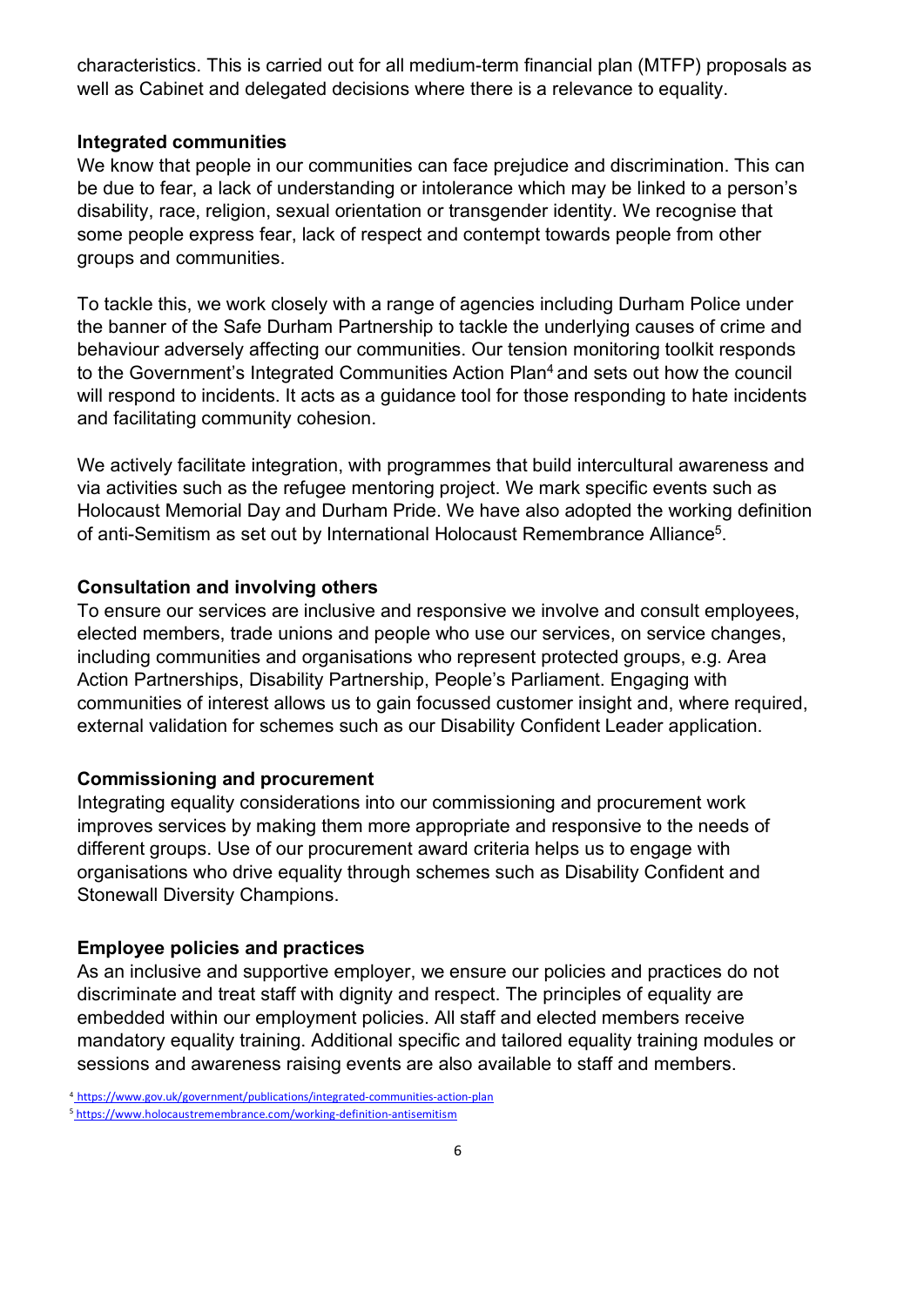characteristics. This is carried out for all medium-term financial plan (MTFP) proposals as well as Cabinet and delegated decisions where there is a relevance to equality.

**Integrated communities**

We know that people in our communities can face prejudice and discrimination. This can be due to fear, a lack of understanding or intolerance which may be linked to a person's disability, race, religion, sexual orientation or transgender identity. We recognise that some people express fear, lack of respect and contempt towards people from other groups and communities.

To tackle this, we work closely with a range of agencies including Durham Police under the banner of the Safe Durham Partnership to tackle the underlying causes of crime and behaviour adversely affecting our communities. Our tension monitoring toolkit responds to the Government's Integrated Communities Action Plan[4] and sets out how the council will respond to incidents. It acts as a guidance tool for those responding to hate incidents and facilitating community cohesion.

We actively facilitate integration, with programmes that build intercultural awareness and via activities such as the refugee mentoring project. We mark specific events such as Holocaust Memorial Day and Durham Pride. We have also adopted the working definition of anti-Semitism as set out by International Holocaust Remembrance Alliance[5].

**Consultation and involving others**

To ensure our services are inclusive and responsive we involve and consult employees, elected members, trade unions and people who use our services, on service changes, including communities and organisations who represent protected groups, e.g. Area Action Partnerships, Disability Partnership, People's Parliament. Engaging with communities of interest allows us to gain focussed customer insight and, where required, external validation for schemes such as our Disability Confident Leader application.

**Commissioning and procurement**

Integrating equality considerations into our commissioning and procurement work improves services by making them more appropriate and responsive to the needs of different groups. Use of our procurement award criteria helps us to engage with organisations who drive equality through schemes such as Disability Confident and Stonewall Diversity Champions.

**Employee policies and practices**

As an inclusive and supportive employer, we ensure our policies and practices do not discriminate and treat staff with dignity and respect. The principles of equality are embedded within our employment policies. All staff and elected members receive mandatory equality training. Additional specific and tailored equality training modules or sessions and awareness raising events are also available to staff and members.

[4] https://www.gov.uk/government/publications/integrated-communities-action-plan

[5] https://www.holocaustremembrance.com/working-definition-antisemitism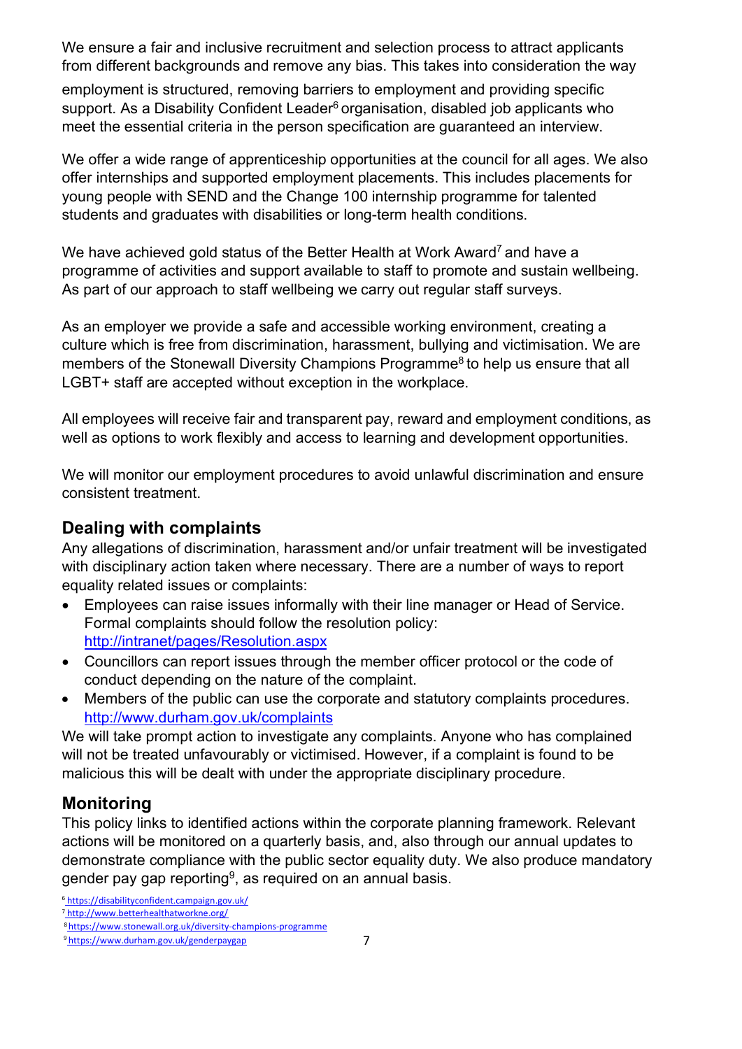We ensure a fair and inclusive recruitment and selection process to attract applicants from different backgrounds and remove any bias. This takes into consideration the way employment is structured, removing barriers to employment and providing specific support. As a Disability Confident Leader[6] organisation, disabled job applicants who meet the essential criteria in the person specification are guaranteed an interview.

We offer a wide range of apprenticeship opportunities at the council for all ages. We also offer internships and supported employment placements. This includes placements for young people with SEND and the Change 100 internship programme for talented students and graduates with disabilities or long-term health conditions.

We have achieved gold status of the Better Health at Work Award[7] and have a programme of activities and support available to staff to promote and sustain wellbeing. As part of our approach to staff wellbeing we carry out regular staff surveys.

As an employer we provide a safe and accessible working environment, creating a culture which is free from discrimination, harassment, bullying and victimisation. We are members of the Stonewall Diversity Champions Programme[8] to help us ensure that all LGBT+ staff are accepted without exception in the workplace.

All employees will receive fair and transparent pay, reward and employment conditions, as well as options to work flexibly and access to learning and development opportunities.

We will monitor our employment procedures to avoid unlawful discrimination and ensure consistent treatment.

## Dealing with complaints

Any allegations of discrimination, harassment and/or unfair treatment will be investigated with disciplinary action taken where necessary. There are a number of ways to report equality related issues or complaints:

- Employees can raise issues informally with their line manager or Head of Service. Formal complaints should follow the resolution policy: http://intranet/pages/Resolution.aspx
- Councillors can report issues through the member officer protocol or the code of conduct depending on the nature of the complaint.
- Members of the public can use the corporate and statutory complaints procedures. http://www.durham.gov.uk/complaints

We will take prompt action to investigate any complaints. Anyone who has complained will not be treated unfavourably or victimised. However, if a complaint is found to be malicious this will be dealt with under the appropriate disciplinary procedure.

## Monitoring

This policy links to identified actions within the corporate planning framework. Relevant actions will be monitored on a quarterly basis, and, also through our annual updates to demonstrate compliance with the public sector equality duty. We also produce mandatory gender pay gap reporting[9], as required on an annual basis.

[6] https://disabilityconfident.campaign.gov.uk/
[7] http://www.betterhealthatworkne.org/
[8] https://www.stonewall.org.uk/diversity-champions-programme
[9] https://www.durham.gov.uk/genderpaygap